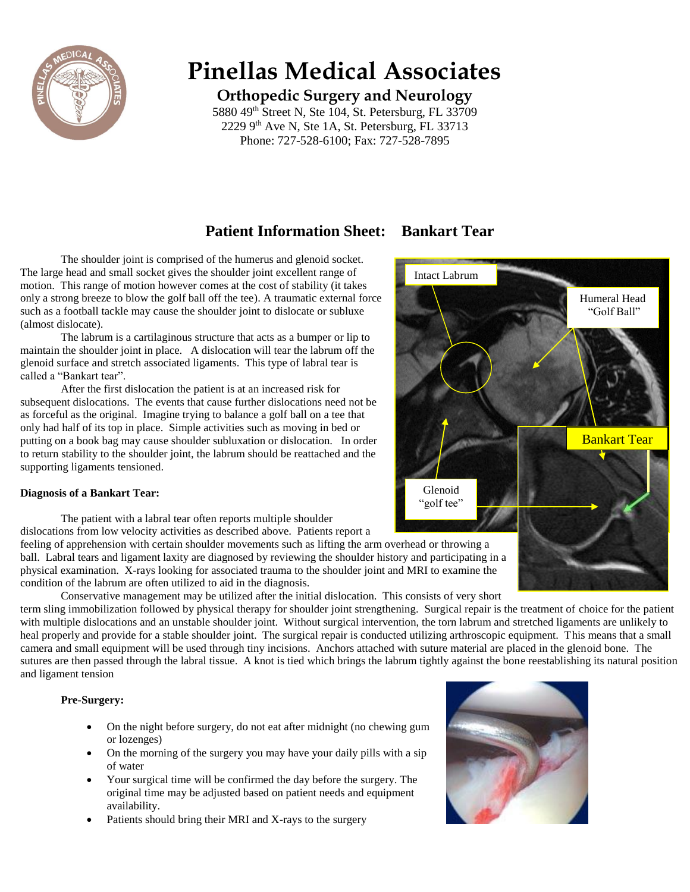# Pinellas Medical Associates

## Orthopedic Surgery and Neurology

5880 49th Street N, Ste 104, St. Petersburg, FL 33709
2229 9th Ave N, Ste 1A, St. Petersburg, FL 33713
Phone: 727-528-6100; Fax: 727-528-7895

## Patient Information Sheet: Bankart Tear

The shoulder joint is comprised of the humerus and glenoid socket. The large head and small socket gives the shoulder joint excellent range of motion. This range of motion however comes at the cost of stability (it takes only a strong breeze to blow the golf ball off the tee). A traumatic external force such as a football tackle may cause the shoulder joint to dislocate or subluxe (almost dislocate).

The labrum is a cartilaginous structure that acts as a bumper or lip to maintain the shoulder joint in place. A dislocation will tear the labrum off the glenoid surface and stretch associated ligaments. This type of labral tear is called a "Bankart tear".

After the first dislocation the patient is at an increased risk for subsequent dislocations. The events that cause further dislocations need not be as forceful as the original. Imagine trying to balance a golf ball on a tee that only had half of its top in place. Simple activities such as moving in bed or putting on a book bag may cause shoulder subluxation or dislocation. In order to return stability to the shoulder joint, the labrum should be reattached and the supporting ligaments tensioned.

**Diagnosis of a Bankart Tear:**

The patient with a labral tear often reports multiple shoulder dislocations from low velocity activities as described above. Patients report a feeling of apprehension with certain shoulder movements such as lifting the arm overhead or throwing a ball. Labral tears and ligament laxity are diagnosed by reviewing the shoulder history and participating in a physical examination. X-rays looking for associated trauma to the shoulder joint and MRI to examine the condition of the labrum are often utilized to aid in the diagnosis.

Conservative management may be utilized after the initial dislocation. This consists of very short term sling immobilization followed by physical therapy for shoulder joint strengthening. Surgical repair is the treatment of choice for the patient with multiple dislocations and an unstable shoulder joint. Without surgical intervention, the torn labrum and stretched ligaments are unlikely to heal properly and provide for a stable shoulder joint. The surgical repair is conducted utilizing arthroscopic equipment. This means that a small camera and small equipment will be used through tiny incisions. Anchors attached with suture material are placed in the glenoid bone. The sutures are then passed through the labral tissue. A knot is tied which brings the labrum tightly against the bone reestablishing its natural position and ligament tension

**Pre-Surgery:**

- On the night before surgery, do not eat after midnight (no chewing gum or lozenges)
- On the morning of the surgery you may have your daily pills with a sip of water
- Your surgical time will be confirmed the day before the surgery. The original time may be adjusted based on patient needs and equipment availability.
- Patients should bring their MRI and X-rays to the surgery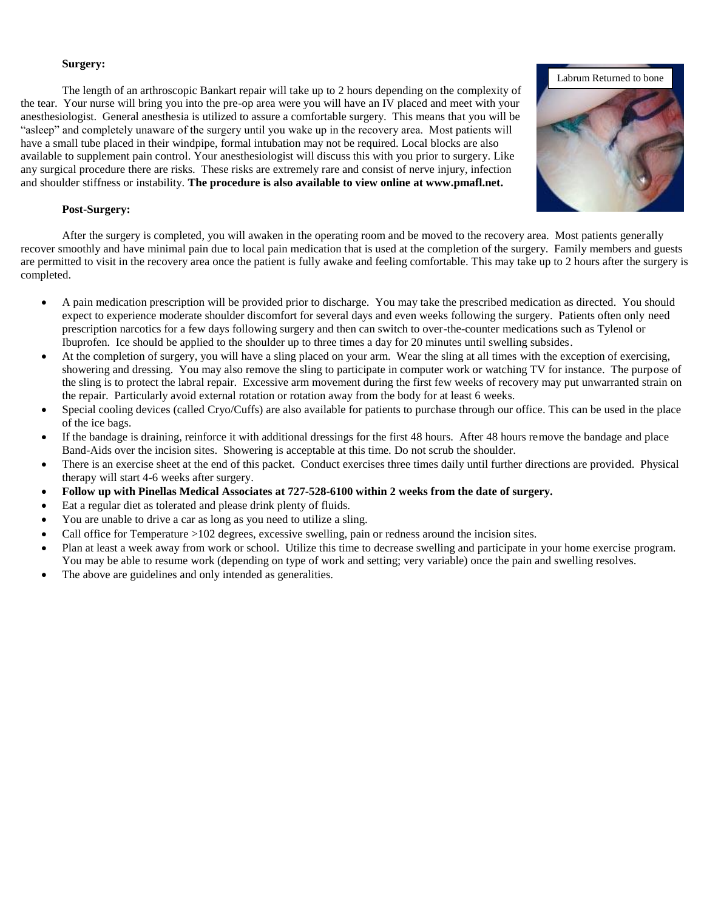**Surgery:**

The length of an arthroscopic Bankart repair will take up to 2 hours depending on the complexity of the tear. Your nurse will bring you into the pre-op area were you will have an IV placed and meet with your anesthesiologist. General anesthesia is utilized to assure a comfortable surgery. This means that you will be "asleep" and completely unaware of the surgery until you wake up in the recovery area. Most patients will have a small tube placed in their windpipe, formal intubation may not be required. Local blocks are also available to supplement pain control. Your anesthesiologist will discuss this with you prior to surgery. Like any surgical procedure there are risks. These risks are extremely rare and consist of nerve injury, infection and shoulder stiffness or instability. **The procedure is also available to view online at www.pmafl.net.**

Labrum Returned to bone

**Post-Surgery:**

After the surgery is completed, you will awaken in the operating room and be moved to the recovery area. Most patients generally recover smoothly and have minimal pain due to local pain medication that is used at the completion of the surgery. Family members and guests are permitted to visit in the recovery area once the patient is fully awake and feeling comfortable. This may take up to 2 hours after the surgery is completed.

- A pain medication prescription will be provided prior to discharge. You may take the prescribed medication as directed. You should expect to experience moderate shoulder discomfort for several days and even weeks following the surgery. Patients often only need prescription narcotics for a few days following surgery and then can switch to over-the-counter medications such as Tylenol or Ibuprofen. Ice should be applied to the shoulder up to three times a day for 20 minutes until swelling subsides.
- At the completion of surgery, you will have a sling placed on your arm. Wear the sling at all times with the exception of exercising, showering and dressing. You may also remove the sling to participate in computer work or watching TV for instance. The purpose of the sling is to protect the labral repair. Excessive arm movement during the first few weeks of recovery may put unwarranted strain on the repair. Particularly avoid external rotation or rotation away from the body for at least 6 weeks.
- Special cooling devices (called Cryo/Cuffs) are also available for patients to purchase through our office. This can be used in the place of the ice bags.
- If the bandage is draining, reinforce it with additional dressings for the first 48 hours. After 48 hours remove the bandage and place Band-Aids over the incision sites. Showering is acceptable at this time. Do not scrub the shoulder.
- There is an exercise sheet at the end of this packet. Conduct exercises three times daily until further directions are provided. Physical therapy will start 4-6 weeks after surgery.
- **Follow up with Pinellas Medical Associates at 727-528-6100 within 2 weeks from the date of surgery.**
- Eat a regular diet as tolerated and please drink plenty of fluids.
- You are unable to drive a car as long as you need to utilize a sling.
- Call office for Temperature >102 degrees, excessive swelling, pain or redness around the incision sites.
- Plan at least a week away from work or school. Utilize this time to decrease swelling and participate in your home exercise program. You may be able to resume work (depending on type of work and setting; very variable) once the pain and swelling resolves.
- The above are guidelines and only intended as generalities.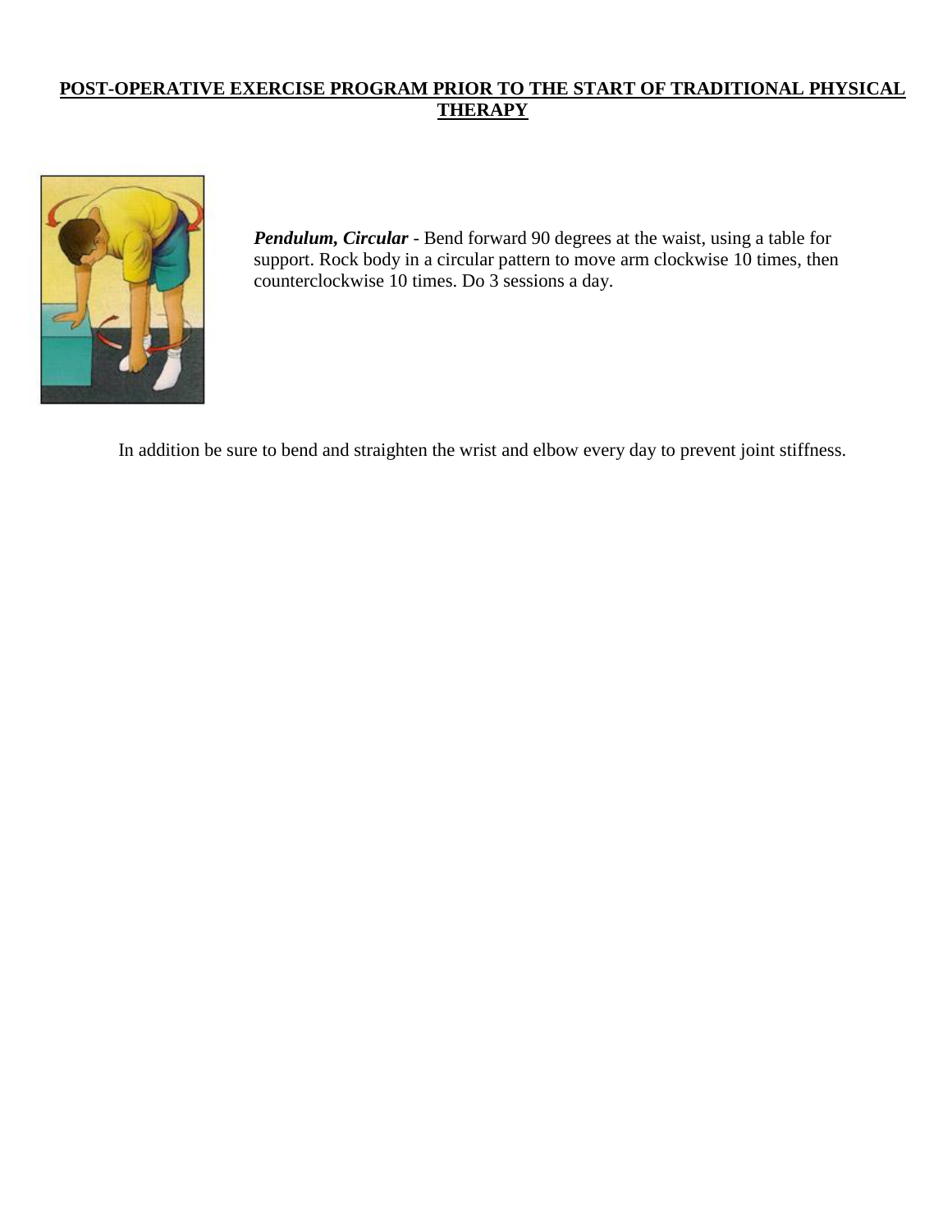## POST-OPERATIVE EXERCISE PROGRAM PRIOR TO THE START OF TRADITIONAL PHYSICAL THERAPY

***Pendulum, Circular*** - Bend forward 90 degrees at the waist, using a table for support. Rock body in a circular pattern to move arm clockwise 10 times, then counterclockwise 10 times. Do 3 sessions a day.

In addition be sure to bend and straighten the wrist and elbow every day to prevent joint stiffness.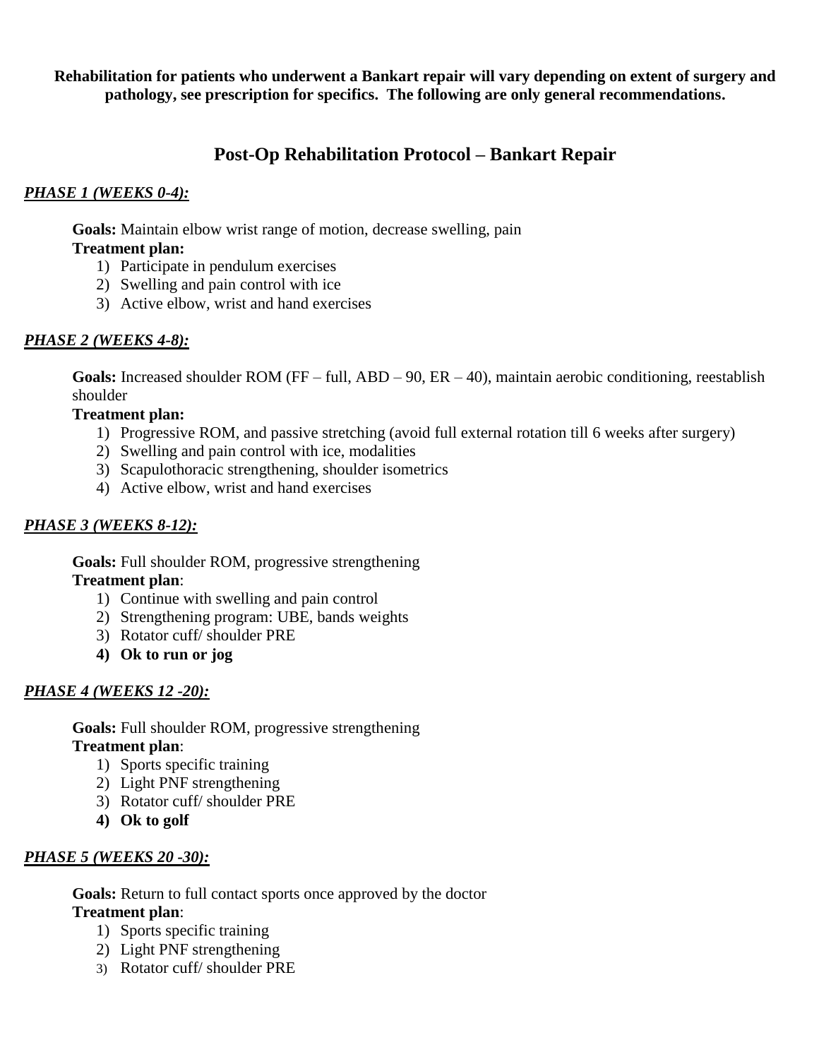**Rehabilitation for patients who underwent a Bankart repair will vary depending on extent of surgery and pathology, see prescription for specifics. The following are only general recommendations.**

## Post-Op Rehabilitation Protocol – Bankart Repair

***PHASE 1 (WEEKS 0-4):***

**Goals:** Maintain elbow wrist range of motion, decrease swelling, pain

**Treatment plan:**

1) Participate in pendulum exercises
2) Swelling and pain control with ice
3) Active elbow, wrist and hand exercises

***PHASE 2 (WEEKS 4-8):***

**Goals:** Increased shoulder ROM (FF – full, ABD – 90, ER – 40), maintain aerobic conditioning, reestablish shoulder

**Treatment plan:**

1) Progressive ROM, and passive stretching (avoid full external rotation till 6 weeks after surgery)
2) Swelling and pain control with ice, modalities
3) Scapulothoracic strengthening, shoulder isometrics
4) Active elbow, wrist and hand exercises

***PHASE 3 (WEEKS 8-12):***

**Goals:** Full shoulder ROM, progressive strengthening

**Treatment plan**:

1) Continue with swelling and pain control
2) Strengthening program: UBE, bands weights
3) Rotator cuff/ shoulder PRE
4) **Ok to run or jog**

***PHASE 4 (WEEKS 12 -20):***

**Goals:** Full shoulder ROM, progressive strengthening

**Treatment plan**:

1) Sports specific training
2) Light PNF strengthening
3) Rotator cuff/ shoulder PRE
4) **Ok to golf**

***PHASE 5 (WEEKS 20 -30):***

**Goals:** Return to full contact sports once approved by the doctor

**Treatment plan**:

1) Sports specific training
2) Light PNF strengthening
3) Rotator cuff/ shoulder PRE